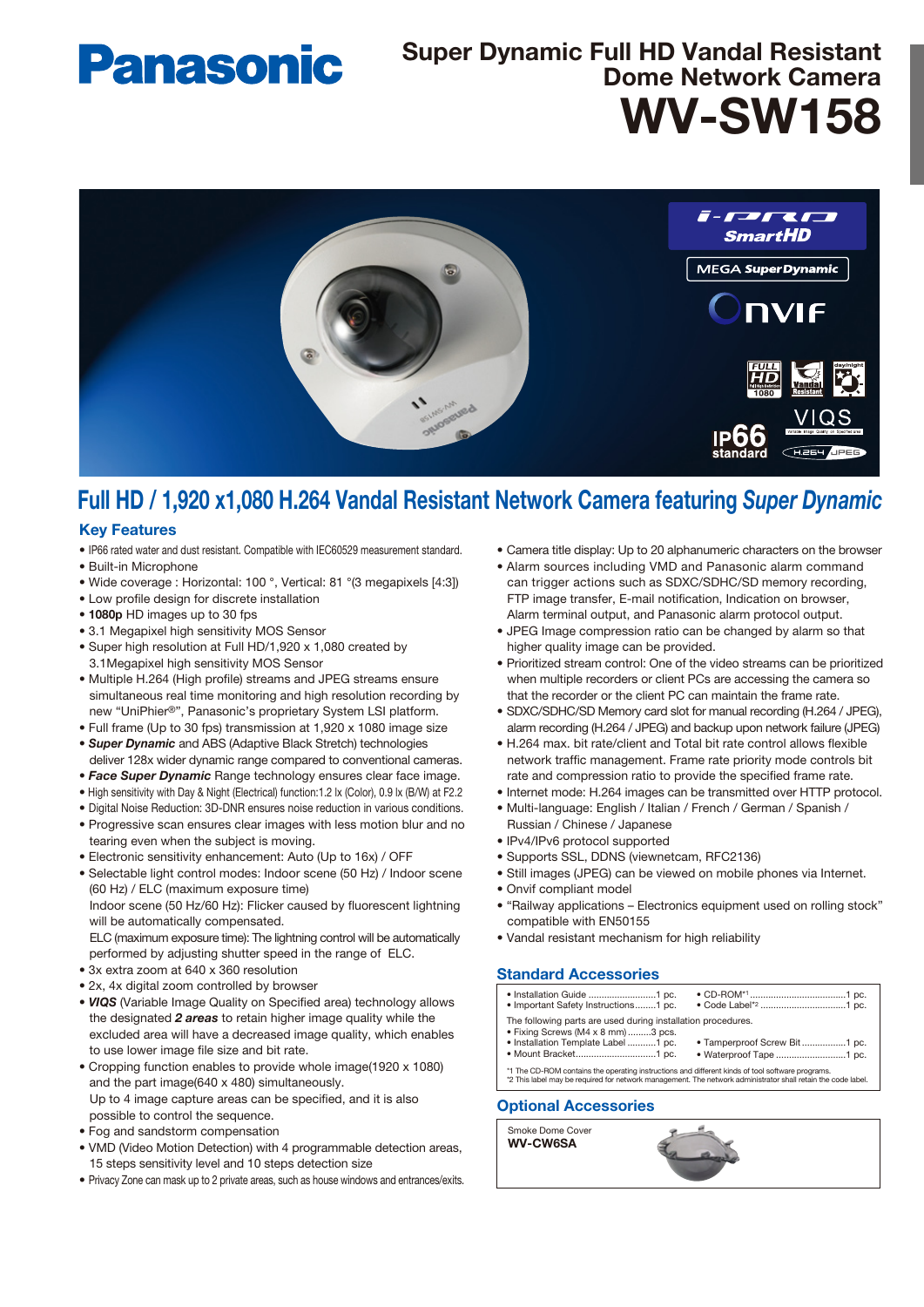# Panasonic

## Super Dynamic Full HD Vandal Resistant Dome Network Camera

# WV-SW158

## Full HD / 1,920 x1,080 H.264 Vandal Resistant Network Camera featuring *Super Dynamic*

### Key Features

- IP66 rated water and dust resistant. Compatible with IEC60529 measurement standard.
- Built-in Microphone
- Wide coverage : Horizontal: 100 °, Vertical: 81 °(3 megapixels [4:3])
- Low profile design for discrete installation
- **1080p** HD images up to 30 fps
- 3.1 Megapixel high sensitivity MOS Sensor
- Super high resolution at Full HD/1,920 x 1,080 created by 3.1Megapixel high sensitivity MOS Sensor
- Multiple H.264 (High profile) streams and JPEG streams ensure simultaneous real time monitoring and high resolution recording by new "UniPhier®", Panasonic's proprietary System LSI platform.
- Full frame (Up to 30 fps) transmission at 1,920 x 1080 image size
- ***Super Dynamic*** and ABS (Adaptive Black Stretch) technologies deliver 128x wider dynamic range compared to conventional cameras.
- ***Face Super Dynamic*** Range technology ensures clear face image.
- High sensitivity with Day & Night (Electrical) function:1.2 lx (Color), 0.9 lx (B/W) at F2.2
- Digital Noise Reduction: 3D-DNR ensures noise reduction in various conditions.
- Progressive scan ensures clear images with less motion blur and no tearing even when the subject is moving.
- Electronic sensitivity enhancement: Auto (Up to 16x) / OFF
- Selectable light control modes: Indoor scene (50 Hz) / Indoor scene (60 Hz) / ELC (maximum exposure time)
  Indoor scene (50 Hz/60 Hz): Flicker caused by fluorescent lightning will be automatically compensated.
  ELC (maximum exposure time): The lightning control will be automatically performed by adjusting shutter speed in the range of ELC.
- 3x extra zoom at 640 x 360 resolution
- 2x, 4x digital zoom controlled by browser
- ***VIQS*** (Variable Image Quality on Specified area) technology allows the designated ***2 areas*** to retain higher image quality while the excluded area will have a decreased image quality, which enables to use lower image file size and bit rate.
- Cropping function enables to provide whole image(1920 x 1080) and the part image(640 x 480) simultaneously.
  Up to 4 image capture areas can be specified, and it is also possible to control the sequence.
- Fog and sandstorm compensation
- VMD (Video Motion Detection) with 4 programmable detection areas, 15 steps sensitivity level and 10 steps detection size
- Privacy Zone can mask up to 2 private areas, such as house windows and entrances/exits.
- Camera title display: Up to 20 alphanumeric characters on the browser
- Alarm sources including VMD and Panasonic alarm command can trigger actions such as SDXC/SDHC/SD memory recording, FTP image transfer, E-mail notification, Indication on browser, Alarm terminal output, and Panasonic alarm protocol output.
- JPEG Image compression ratio can be changed by alarm so that higher quality image can be provided.
- Prioritized stream control: One of the video streams can be prioritized when multiple recorders or client PCs are accessing the camera so that the recorder or the client PC can maintain the frame rate.
- SDXC/SDHC/SD Memory card slot for manual recording (H.264 / JPEG), alarm recording (H.264 / JPEG) and backup upon network failure (JPEG)
- H.264 max. bit rate/client and Total bit rate control allows flexible network traffic management. Frame rate priority mode controls bit rate and compression ratio to provide the specified frame rate.
- Internet mode: H.264 images can be transmitted over HTTP protocol.
- Multi-language: English / Italian / French / German / Spanish / Russian / Chinese / Japanese
- IPv4/IPv6 protocol supported
- Supports SSL, DDNS (viewnetcam, RFC2136)
- Still images (JPEG) can be viewed on mobile phones via Internet.
- Onvif compliant model
- "Railway applications – Electronics equipment used on rolling stock" compatible with EN50155
- Vandal resistant mechanism for high reliability

### Standard Accessories

- Installation Guide ............................1 pc.
- Important Safety Instructions........1 pc.
- CD-ROM*1 ......................................1 pc.
- Code Label*2 ..................................1 pc.

The following parts are used during installation procedures.

- Fixing Screws (M4 x 8 mm) .........3 pcs.
- Installation Template Label ...........1 pc.
- Mount Bracket...............................1 pc.
- Tamperproof Screw Bit.................1 pc.
- Waterproof Tape ...........................1 pc.

*1 The CD-ROM contains the operating instructions and different kinds of tool software programs.
*2 This label may be required for network management. The network administrator shall retain the code label.

### Optional Accessories

Smoke Dome Cover
**WV-CW6SA**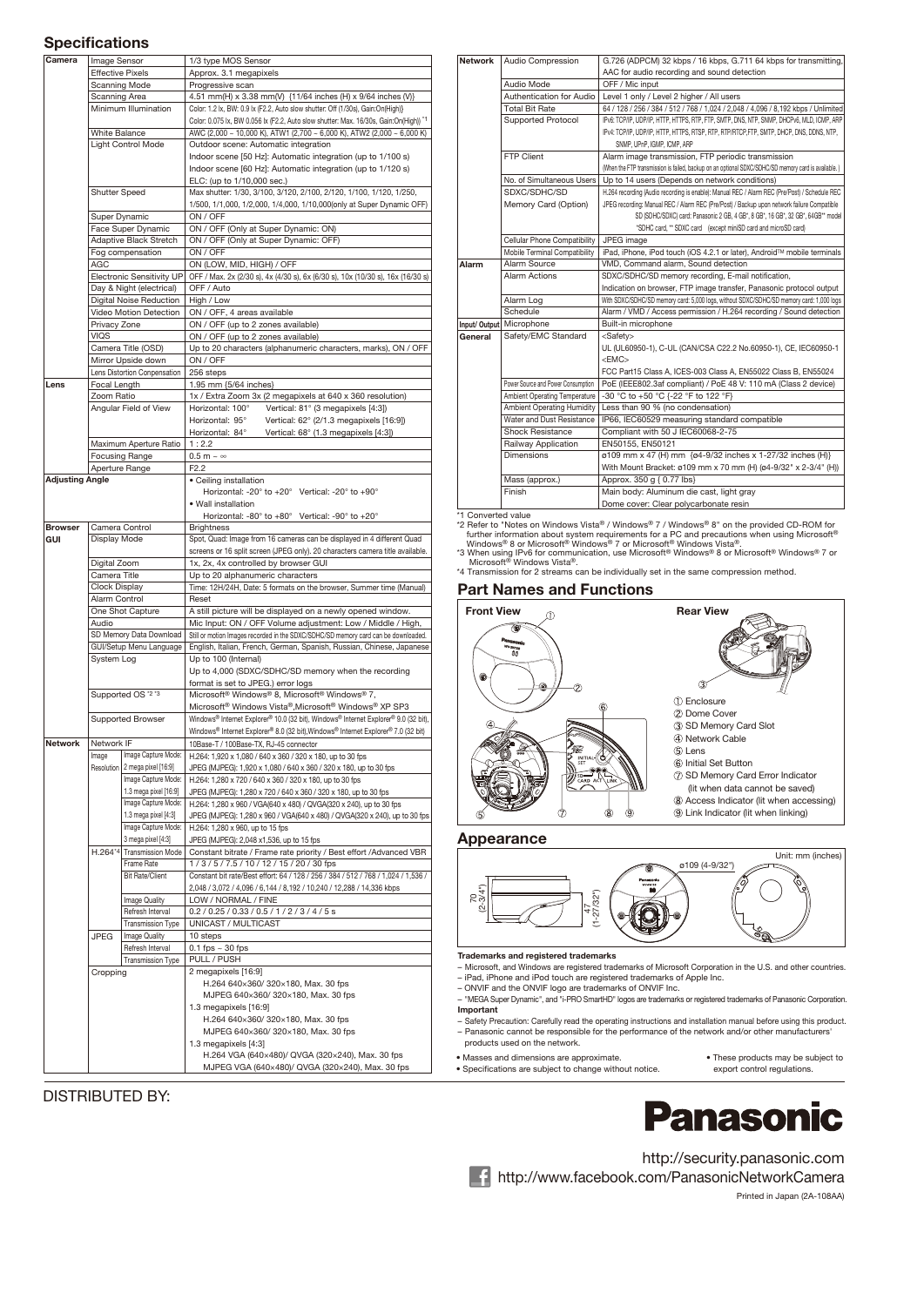## Specifications

| | | | |
|---|---|---|---|
| Camera | Image Sensor | | 1/3 type MOS Sensor |
| | Effective Pixels | | Approx. 3.1 megapixels |
| | Scanning Mode | | Progressive scan |
| | Scanning Area | | 4.51 mm(H) x 3.38 mm(V) {11/64 inches (H) x 9/64 inches (V)} |
| | Minimum Illumination | | Color: 1.2 lx, BW: 0.9 lx (F2.2, Auto slow shutter: Off (1/30s), Gain:On(High)) Color: 0.075 lx, BW 0.056 lx (F2.2, Auto slow shutter: Max. 16/30s, Gain:On(High)) *1 |
| | White Balance | | AWC (2,000 – 10,000 K), ATW1 (2,700 – 6,000 K), ATW2 (2,000 – 6,000 K) |
| | Light Control Mode | | Outdoor scene: Automatic integration Indoor scene [50 Hz]: Automatic integration (up to 1/100 s) Indoor scene [60 Hz]: Automatic integration (up to 1/120 s) ELC: (up to 1/10,000 sec.) |
| | Shutter Speed | | Max shutter: 1/30, 3/100, 3/120, 2/100, 2/120, 1/100, 1/120, 1/250, 1/500, 1/1,000, 1/2,000, 1/4,000, 1/10,000(only at Super Dynamic OFF) |
| | Super Dynamic | | ON / OFF |
| | Face Super Dynamic | | ON / OFF (Only at Super Dynamic: ON) |
| | Adaptive Black Stretch | | ON / OFF (Only at Super Dynamic: OFF) |
| | Fog compensation | | ON / OFF |
| | AGC | | ON (LOW, MID, HIGH) / OFF |
| | Electronic Sensitivity UP | | OFF / Max. 2x (2/30 s), 4x (4/30 s), 6x (6/30 s), 10x (10/30 s), 16x (16/30 s) |
| | Day & Night (electrical) | | OFF / Auto |
| | Digital Noise Reduction | | High / Low |
| | Video Motion Detection | | ON / OFF, 4 areas available |
| | Privacy Zone | | ON / OFF (up to 2 zones available) |
| | VIQS | | ON / OFF (up to 2 zones available) |
| | Camera Title (OSD) | | Up to 20 characters (alphanumeric characters, marks), ON / OFF |
| | Mirror Upside down | | ON / OFF |
| | Lens Distortion Compensation | | 256 steps |
| Lens | Focal Length | | 1.95 mm {5/64 inches} |
| | Zoom Ratio | | 1x / Extra Zoom 3x (2 megapixels at 640 x 360 resolution) |
| | Angular Field of View | | Horizontal: 100° Vertical: 81° (3 megapixels [4:3]) Horizontal: 95° Vertical: 62° (2/1.3 megapixels [16:9]) Horizontal: 84° Vertical: 68° (1.3 megapixels [4:3]) |
| | Maximum Aperture Ratio | | 1 : 2.2 |
| | Focusing Range | | 0.5 m – ∞ |
| | Aperture Range | | F2.2 |
| Adjusting Angle | | | • Ceiling installation Horizontal: -20° to +20° Vertical: -20° to +90° • Wall installation Horizontal: -80° to +80° Vertical: -90° to +20° |
| Browser GUI | Camera Control | | Brightness |
| | Display Mode | | Spot, Quad: Image from 16 cameras can be displayed in 4 different Quad screens or 16 split screen (JPEG only). 20 characters camera title available. |
| | Digital Zoom | | 1x, 2x, 4x controlled by browser GUI |
| | Camera Title | | Up to 20 alphanumeric characters |
| | Clock Display | | Time: 12H/24H, Date: 5 formats on the browser, Summer time (Manual) |
| | Alarm Control | | Reset |
| | One Shot Capture | | A still picture will be displayed on a newly opened window. |
| | Audio | | Mic Input: ON / OFF Volume adjustment: Low / Middle / High, |
| | SD Memory Data Download | | Still or motion images recorded in the SDXC/SDHC/SD memory card can be downloaded. |
| | GUI/Setup Menu Language | | English, Italian, French, German, Spanish, Russian, Chinese, Japanese |
| | System Log | | Up to 100 (Internal) Up to 4,000 (SDXC/SDHC/SD memory when the recording format is set to JPEG.) error logs |
| | Supported OS *2 *3 | | Microsoft® Windows® 8, Microsoft® Windows® 7, Microsoft® Windows Vista®,Microsoft® Windows® XP SP3 |
| | Supported Browser | | Windows® Internet Explorer® 10.0 (32 bit), Windows® Internet Explorer® 9.0 (32 bit), Windows® Internet Explorer® 8.0 (32 bit),Windows® Internet Explorer® 7.0 (32 bit) |
| Network | Network IF | | 10Base-T / 100Base-TX, RJ-45 connector |
| | Image Resolution | Image Capture Mode: 2 mega pixel [16:9] | H.264: 1,920 x 1,080 / 640 x 360 / 320 x 180, up to 30 fps JPEG (MJPEG): 1,920 x 1,080 / 640 x 360 / 320 x 180, up to 30 fps |
| | | Image Capture Mode: 1.3 mega pixel [16:9] | H.264: 1,280 x 720 / 640 x 360 / 320 x 180, up to 30 fps JPEG (MJPEG): 1,280 x 720 / 640 x 360 / 320 x 180, up to 30 fps |
| | | Image Capture Mode: 1.3 mega pixel [4:3] | H.264: 1,280 x 960 / VGA(640 x 480) / QVGA(320 x 240), up to 30 fps JPEG (MJPEG): 1,280 x 960 / VGA(640 x 480) / QVGA(320 x 240), up to 30 fps |
| | | Image Capture Mode: 3 mega pixel [4:3] | H.264: 1,280 x 960, up to 15 fps JPEG (MJPEG): 2,048 x1,536, up to 15 fps |
| | H.264*4 | Transmission Mode | Constant bitrate / Frame rate priority / Best effort /Advanced VBR |
| | | Frame Rate | 1 / 3 / 5 / 7.5 / 10 / 12 / 15 / 20 / 30 fps |
| | | Bit Rate/Client | Constant bit rate/Best effort: 64 / 128 / 256 / 384 / 512 / 768 / 1,024 / 1,536 / 2,048 / 3,072 / 4,096 / 6,144 / 8,192 / 10,240 / 12,288 / 14,336 kbps |
| | | Image Quality | LOW / NORMAL / FINE |
| | | Refresh Interval | 0.2 / 0.25 / 0.33 / 0.5 / 1 / 2 / 3 / 4 / 5 s |
| | | Transmission Type | UNICAST / MULTICAST |
| | JPEG | Image Quality | 10 steps |
| | | Refresh Interval | 0.1 fps – 30 fps |
| | | Transmission Type | PULL / PUSH |
| | Cropping | | 2 megapixels [16:9] H.264 640×360/ 320×180, Max. 30 fps MJPEG 640×360/ 320×180, Max. 30 fps 1.3 megapixels [16:9] H.264 640×360/ 320×180, Max. 30 fps MJPEG 640×360/ 320×180, Max. 30 fps 1.3 megapixels [4:3] H.264 VGA (640×480)/ QVGA (320×240), Max. 30 fps MJPEG VGA (640×480)/ QVGA (320×240), Max. 30 fps |
| Network | Audio Compression | | G.726 (ADPCM) 32 kbps / 16 kbps, G.711 64 kbps for transmitting, AAC for audio recording and sound detection |
| | Audio Mode | | OFF / Mic input |
| | Authentication for Audio | | Level 1 only / Level 2 higher / All users |
| | Total Bit Rate | | 64 / 128 / 256 / 384 / 512 / 768 / 1,024 / 2,048 / 4,096 / 8,192 kbps / Unlimited |
| | Supported Protocol | | IPv6: TCP/IP, UDP/IP, HTTP, HTTPS, RTP, FTP, SMTP, DNS, NTP, SNMP, DHCPv6, MLD, ICMP, ARP IPv4: TCP/IP, UDP/IP, HTTP, HTTPS, RTSP, RTP, RTP/RTCP,FTP, SMTP, DHCP, DNS, DDNS, NTP, SNMP, UPnP, IGMP, ICMP, ARP |
| | FTP Client | | Alarm image transmission, FTP periodic transmission (When the FTP transmission is failed, backup on an optional SDXC/SDHC/SD memory card is available.) |
| | No. of Simultaneous Users | | Up to 14 users (Depends on network conditions) |
| | SDXC/SDHC/SD Memory Card (Option) | | H.264 recording (Audio recording is enable): Manual REC / Alarm REC (Pre/Post) / Schedule REC JPEG recording: Manual REC / Alarm REC (Pre/Post) / Backup upon network failure Compatible SD (SDHC/SDXC) card: Panasonic 2 GB, 4 GB*, 8 GB*, 16 GB*, 32 GB*, 64GB** model *SDHC card, ** SDXC card (except miniSD card and microSD card) |
| | Cellular Phone Compatibility | | JPEG image |
| | Mobile Terminal Compatibility | | iPad, iPhone, iPod touch (iOS 4.2.1 or later), Android™ mobile terminals |
| Alarm | Alarm Source | | VMD, Command alarm, Sound detection |
| | Alarm Actions | | SDXC/SDHC/SD memory recording, E-mail notification, Indication on browser, FTP image transfer, Panasonic protocol output |
| | Alarm Log | | With SDXC/SDHC/SD memory card: 5,000 logs, without SDXC/SDHC/SD memory card: 1,000 logs |
| | Schedule | | Alarm / VMD / Access permission / H.264 recording / Sound detection |
| Input/ Output | Microphone | | Built-in microphone |
| General | Safety/EMC Standard | | <Safety> UL (UL60950-1), C-UL (CAN/CSA C22.2 No.60950-1), CE, IEC60950-1 <EMC> FCC Part15 Class A, ICES-003 Class A, EN55022 Class B, EN55024 |
| | Power Source and Power Consumption | | PoE (IEEE802.3af compliant) / PoE 48 V: 110 mA (Class 2 device) |
| | Ambient Operating Temperature | | -30 °C to +50 °C {-22 °F to 122 °F} |
| | Ambient Operating Humidity | | Less than 90 % (no condensation) |
| | Water and Dust Resistance | | IP66, IEC60529 measuring standard compatible |
| | Shock Resistance | | Compliant with 50 J IEC60068-2-75 |
| | Railway Application | | EN50155, EN50121 |
| | Dimensions | | ø109 mm x 47 (H) mm {ø4-9/32 inches x 1-27/32 inches (H)} With Mount Bracket: ø109 mm x 70 mm (H) (ø4-9/32" x 2-3/4" (H)) |
| | Mass (approx.) | | Approx. 350 g { 0.77 lbs} |
| | Finish | | Main body: Aluminum die cast, light gray Dome cover: Clear polycarbonate resin |

*1 Converted value
*2 Refer to "Notes on Windows Vista® / Windows® 7 / Windows® 8" on the provided CD-ROM for further information about system requirements for a PC and precautions when using Microsoft® Windows® 8 or Microsoft® Windows® 7 or Microsoft® Windows Vista®.
*3 When using IPv6 for communication, use Microsoft® Windows® 8 or Microsoft® Windows® 7 or Microsoft® Windows Vista®.
*4 Transmission for 2 streams can be individually set in the same compression method.

## Part Names and Functions

**Front View** **Rear View**

① Enclosure
② Dome Cover
③ SD Memory Card Slot
④ Network Cable
⑤ Lens
⑥ Initial Set Button
⑦ SD Memory Card Error Indicator (lit when data cannot be saved)
⑧ Access Indicator (lit when accessing)
⑨ Link Indicator (lit when linking)

## Appearance

Unit: mm (inches)

ø109 (4-9/32")

70 (2-3/4")

47 (1-27/32")

**Trademarks and registered trademarks**

– Microsoft, and Windows are registered trademarks of Microsoft Corporation in the U.S. and other countries.
– iPad, iPhone and iPod touch are registered trademarks of Apple Inc.
– ONVIF and the ONVIF logo are trademarks of ONVIF Inc.
– "MEGA Super Dynamic", and "i-PRO SmartHD" logos are trademarks or registered trademarks of Panasonic Corporation.

**Important**

– Safety Precaution: Carefully read the operating instructions and installation manual before using this product.
– Panasonic cannot be responsible for the performance of the network and/or other manufacturers' products used on the network.

• Masses and dimensions are approximate.
• Specifications are subject to change without notice.
• These products may be subject to export control regulations.

DISTRIBUTED BY:

Panasonic

http://security.panasonic.com
http://www.facebook.com/PanasonicNetworkCamera

Printed in Japan (2A-108AA)